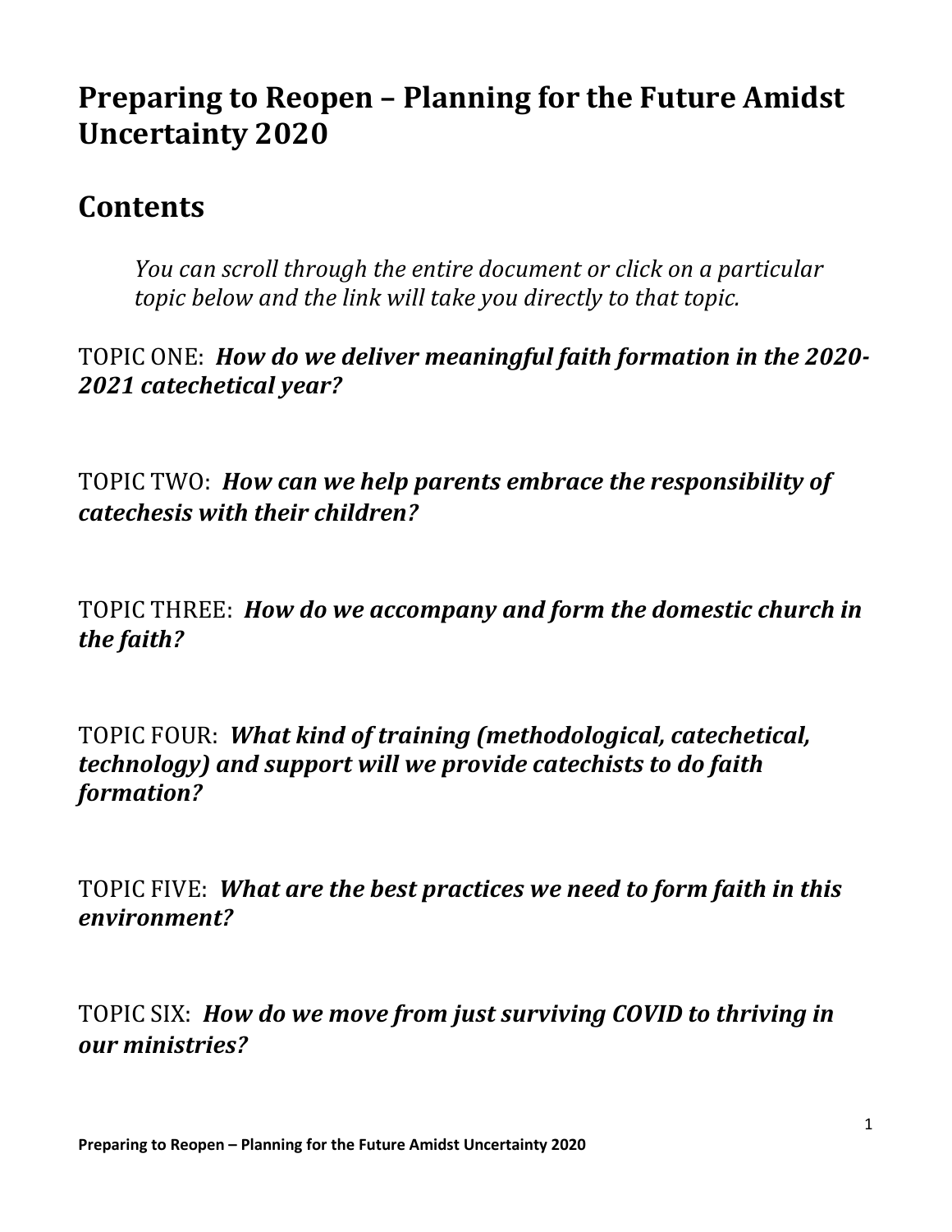# Preparing to Reopen – Planning for the Future Amidst Uncertainty 2020

## Contents

> *You can scroll through the entire document or click on a particular topic below and the link will take you directly to that topic.*

TOPIC ONE: ***How do we deliver meaningful faith formation in the 2020-2021 catechetical year?***

TOPIC TWO: ***How can we help parents embrace the responsibility of catechesis with their children?***

TOPIC THREE: ***How do we accompany and form the domestic church in the faith?***

TOPIC FOUR: ***What kind of training (methodological, catechetical, technology) and support will we provide catechists to do faith formation?***

TOPIC FIVE: ***What are the best practices we need to form faith in this environment?***

TOPIC SIX: ***How do we move from just surviving COVID to thriving in our ministries?***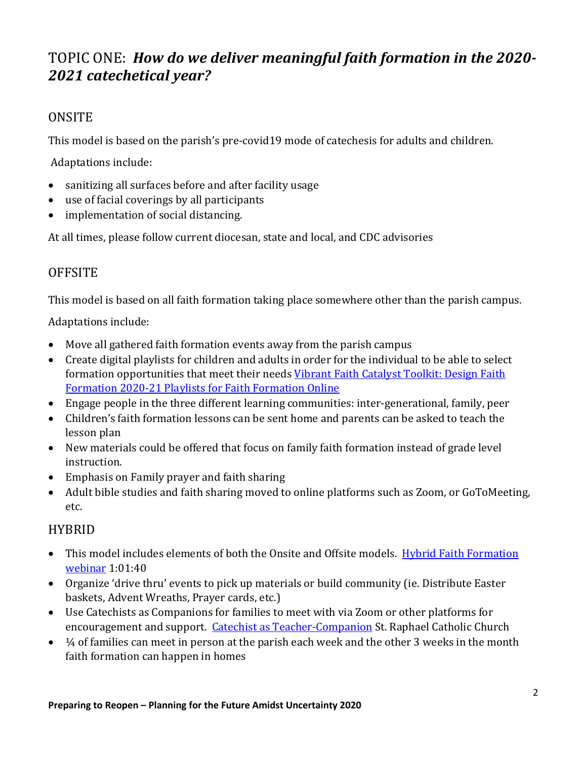# TOPIC ONE: *How do we deliver meaningful faith formation in the 2020-2021 catechetical year?*

## ONSITE

This model is based on the parish's pre-covid19 mode of catechesis for adults and children.

Adaptations include:

- sanitizing all surfaces before and after facility usage
- use of facial coverings by all participants
- implementation of social distancing.

At all times, please follow current diocesan, state and local, and CDC advisories

## OFFSITE

This model is based on all faith formation taking place somewhere other than the parish campus.

Adaptations include:

- Move all gathered faith formation events away from the parish campus
- Create digital playlists for children and adults in order for the individual to be able to select formation opportunities that meet their needs Vibrant Faith Catalyst Toolkit: Design Faith Formation 2020-21 Playlists for Faith Formation Online
- Engage people in the three different learning communities: inter-generational, family, peer
- Children's faith formation lessons can be sent home and parents can be asked to teach the lesson plan
- New materials could be offered that focus on family faith formation instead of grade level instruction.
- Emphasis on Family prayer and faith sharing
- Adult bible studies and faith sharing moved to online platforms such as Zoom, or GoToMeeting, etc.

## HYBRID

- This model includes elements of both the Onsite and Offsite models. Hybrid Faith Formation webinar 1:01:40
- Organize 'drive thru' events to pick up materials or build community (ie. Distribute Easter baskets, Advent Wreaths, Prayer cards, etc.)
- Use Catechists as Companions for families to meet with via Zoom or other platforms for encouragement and support. Catechist as Teacher-Companion St. Raphael Catholic Church
- ¼ of families can meet in person at the parish each week and the other 3 weeks in the month faith formation can happen in homes

**Preparing to Reopen – Planning for the Future Amidst Uncertainty 2020**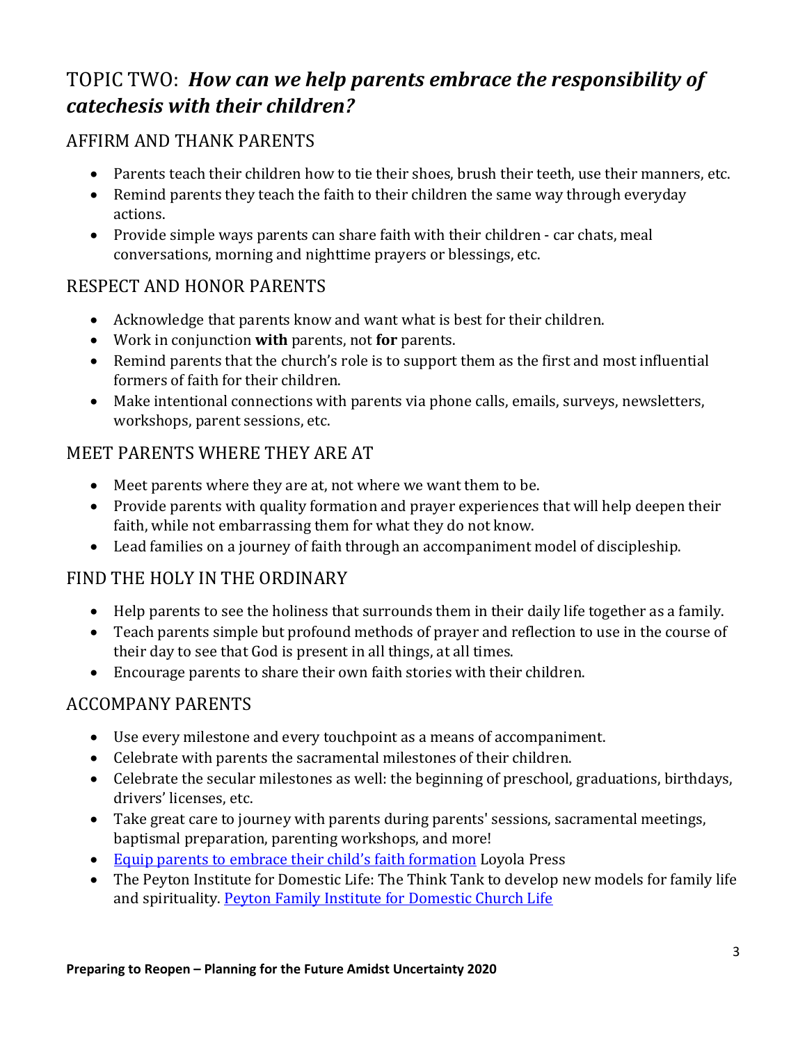## TOPIC TWO: ***How can we help parents embrace the responsibility of catechesis with their children?***

### AFFIRM AND THANK PARENTS

- Parents teach their children how to tie their shoes, brush their teeth, use their manners, etc.
- Remind parents they teach the faith to their children the same way through everyday actions.
- Provide simple ways parents can share faith with their children - car chats, meal conversations, morning and nighttime prayers or blessings, etc.

### RESPECT AND HONOR PARENTS

- Acknowledge that parents know and want what is best for their children.
- Work in conjunction **with** parents, not **for** parents.
- Remind parents that the church's role is to support them as the first and most influential formers of faith for their children.
- Make intentional connections with parents via phone calls, emails, surveys, newsletters, workshops, parent sessions, etc.

### MEET PARENTS WHERE THEY ARE AT

- Meet parents where they are at, not where we want them to be.
- Provide parents with quality formation and prayer experiences that will help deepen their faith, while not embarrassing them for what they do not know.
- Lead families on a journey of faith through an accompaniment model of discipleship.

### FIND THE HOLY IN THE ORDINARY

- Help parents to see the holiness that surrounds them in their daily life together as a family.
- Teach parents simple but profound methods of prayer and reflection to use in the course of their day to see that God is present in all things, at all times.
- Encourage parents to share their own faith stories with their children.

### ACCOMPANY PARENTS

- Use every milestone and every touchpoint as a means of accompaniment.
- Celebrate with parents the sacramental milestones of their children.
- Celebrate the secular milestones as well: the beginning of preschool, graduations, birthdays, drivers' licenses, etc.
- Take great care to journey with parents during parents' sessions, sacramental meetings, baptismal preparation, parenting workshops, and more!
- Equip parents to embrace their child's faith formation Loyola Press
- The Peyton Institute for Domestic Life: The Think Tank to develop new models for family life and spirituality. Peyton Family Institute for Domestic Church Life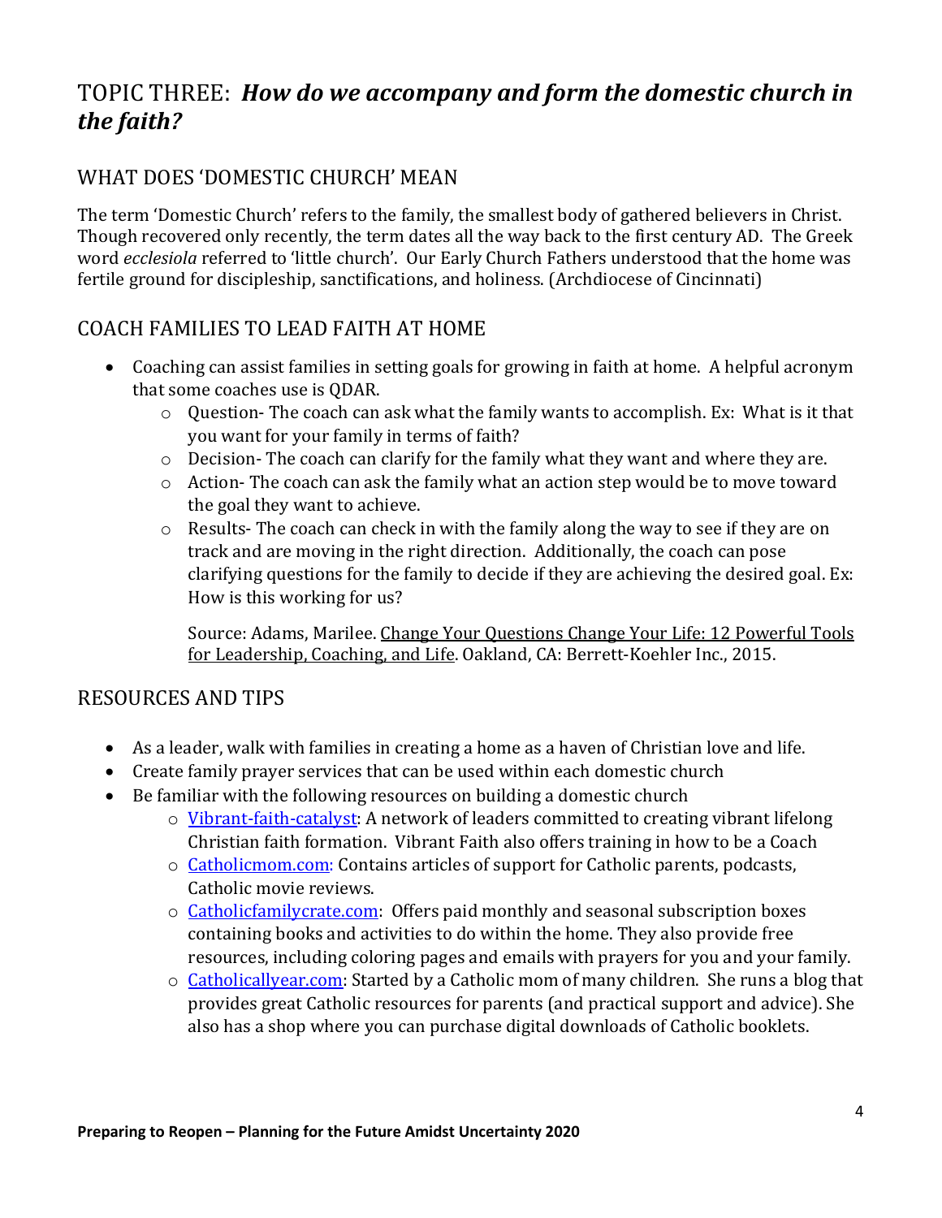# TOPIC THREE: *How do we accompany and form the domestic church in the faith?*

## WHAT DOES 'DOMESTIC CHURCH' MEAN

The term 'Domestic Church' refers to the family, the smallest body of gathered believers in Christ. Though recovered only recently, the term dates all the way back to the first century AD. The Greek word *ecclesiola* referred to 'little church'. Our Early Church Fathers understood that the home was fertile ground for discipleship, sanctifications, and holiness. (Archdiocese of Cincinnati)

## COACH FAMILIES TO LEAD FAITH AT HOME

- Coaching can assist families in setting goals for growing in faith at home. A helpful acronym that some coaches use is QDAR.
  - Question- The coach can ask what the family wants to accomplish. Ex: What is it that you want for your family in terms of faith?
  - Decision- The coach can clarify for the family what they want and where they are.
  - Action- The coach can ask the family what an action step would be to move toward the goal they want to achieve.
  - Results- The coach can check in with the family along the way to see if they are on track and are moving in the right direction. Additionally, the coach can pose clarifying questions for the family to decide if they are achieving the desired goal. Ex: How is this working for us?

    Source: Adams, Marilee. Change Your Questions Change Your Life: 12 Powerful Tools for Leadership, Coaching, and Life. Oakland, CA: Berrett-Koehler Inc., 2015.

## RESOURCES AND TIPS

- As a leader, walk with families in creating a home as a haven of Christian love and life.
- Create family prayer services that can be used within each domestic church
- Be familiar with the following resources on building a domestic church
  - Vibrant-faith-catalyst: A network of leaders committed to creating vibrant lifelong Christian faith formation. Vibrant Faith also offers training in how to be a Coach
  - Catholicmom.com: Contains articles of support for Catholic parents, podcasts, Catholic movie reviews.
  - Catholicfamilycrate.com: Offers paid monthly and seasonal subscription boxes containing books and activities to do within the home. They also provide free resources, including coloring pages and emails with prayers for you and your family.
  - Catholicallyear.com: Started by a Catholic mom of many children. She runs a blog that provides great Catholic resources for parents (and practical support and advice). She also has a shop where you can purchase digital downloads of Catholic booklets.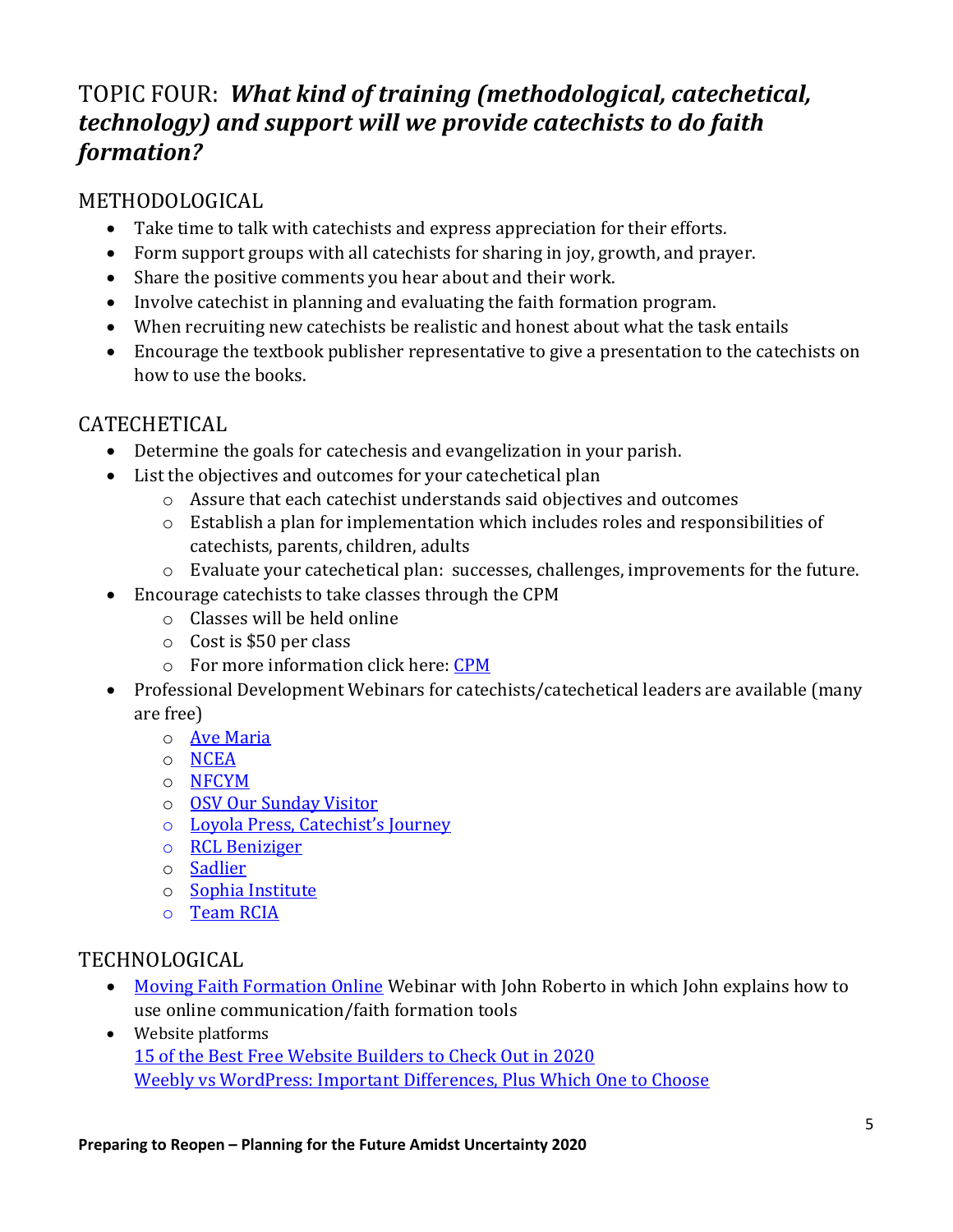# TOPIC FOUR: *What kind of training (methodological, catechetical, technology) and support will we provide catechists to do faith formation?*

## METHODOLOGICAL

- Take time to talk with catechists and express appreciation for their efforts.
- Form support groups with all catechists for sharing in joy, growth, and prayer.
- Share the positive comments you hear about and their work.
- Involve catechist in planning and evaluating the faith formation program.
- When recruiting new catechists be realistic and honest about what the task entails
- Encourage the textbook publisher representative to give a presentation to the catechists on how to use the books.

## CATECHETICAL

- Determine the goals for catechesis and evangelization in your parish.
- List the objectives and outcomes for your catechetical plan
  - Assure that each catechist understands said objectives and outcomes
  - Establish a plan for implementation which includes roles and responsibilities of catechists, parents, children, adults
  - Evaluate your catechetical plan: successes, challenges, improvements for the future.
- Encourage catechists to take classes through the CPM
  - Classes will be held online
  - Cost is $50 per class
  - For more information click here: CPM
- Professional Development Webinars for catechists/catechetical leaders are available (many are free)
  - Ave Maria
  - NCEA
  - NFCYM
  - OSV Our Sunday Visitor
  - Loyola Press, Catechist's Journey
  - RCL Beniziger
  - Sadlier
  - Sophia Institute
  - Team RCIA

## TECHNOLOGICAL

- Moving Faith Formation Online Webinar with John Roberto in which John explains how to use online communication/faith formation tools
- Website platforms
  15 of the Best Free Website Builders to Check Out in 2020
  Weebly vs WordPress: Important Differences, Plus Which One to Choose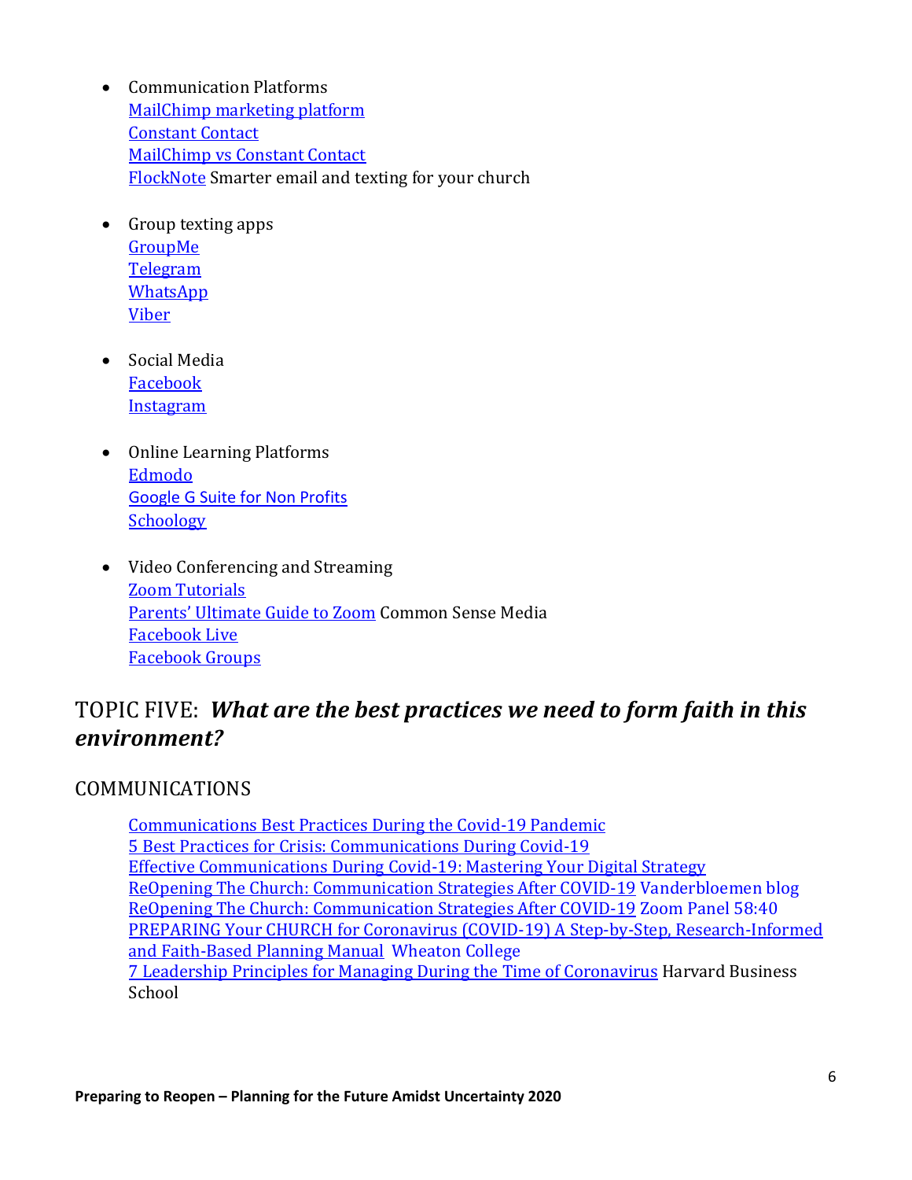- Communication Platforms
  MailChimp marketing platform
  Constant Contact
  MailChimp vs Constant Contact
  FlockNote Smarter email and texting for your church

- Group texting apps
  GroupMe
  Telegram
  WhatsApp
  Viber

- Social Media
  Facebook
  Instagram

- Online Learning Platforms
  Edmodo
  Google G Suite for Non Profits
  Schoology

- Video Conferencing and Streaming
  Zoom Tutorials
  Parents' Ultimate Guide to Zoom Common Sense Media
  Facebook Live
  Facebook Groups

## TOPIC FIVE: *What are the best practices we need to form faith in this environment?*

### COMMUNICATIONS

Communications Best Practices During the Covid-19 Pandemic
5 Best Practices for Crisis: Communications During Covid-19
Effective Communications During Covid-19: Mastering Your Digital Strategy
ReOpening The Church: Communication Strategies After COVID-19 Vanderbloemen blog
ReOpening The Church: Communication Strategies After COVID-19 Zoom Panel 58:40
PREPARING Your CHURCH for Coronavirus (COVID-19) A Step-by-Step, Research-Informed and Faith-Based Planning Manual Wheaton College
7 Leadership Principles for Managing During the Time of Coronavirus Harvard Business School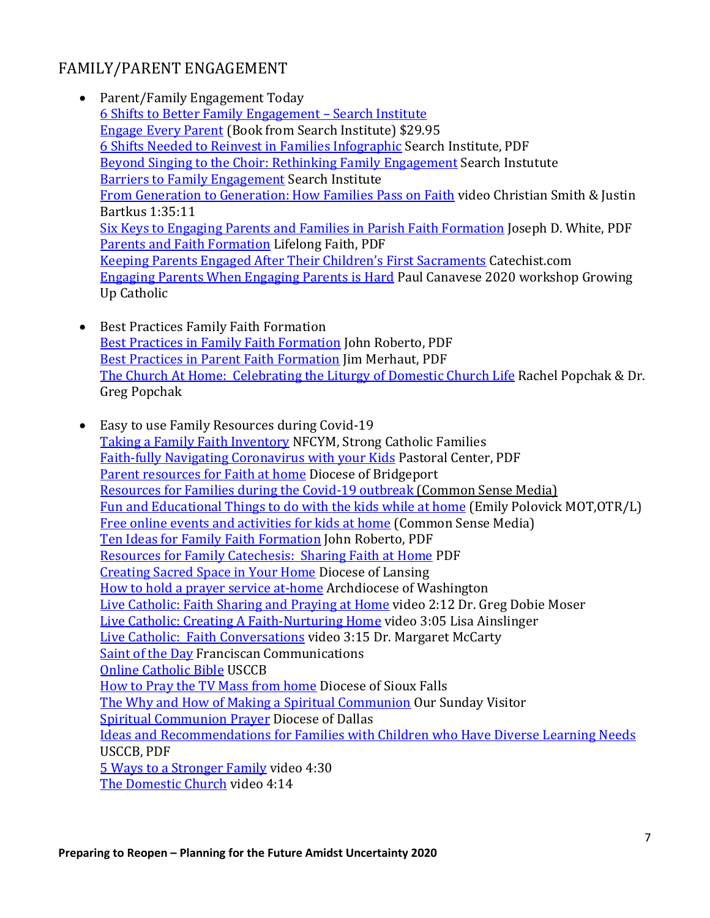## FAMILY/PARENT ENGAGEMENT

- Parent/Family Engagement Today
  6 Shifts to Better Family Engagement – Search Institute
  Engage Every Parent (Book from Search Institute) $29.95
  6 Shifts Needed to Reinvest in Families Infographic Search Institute, PDF
  Beyond Singing to the Choir: Rethinking Family Engagement Search Instutute
  Barriers to Family Engagement Search Institute
  From Generation to Generation: How Families Pass on Faith video Christian Smith & Justin Bartkus 1:35:11
  Six Keys to Engaging Parents and Families in Parish Faith Formation Joseph D. White, PDF
  Parents and Faith Formation Lifelong Faith, PDF
  Keeping Parents Engaged After Their Children's First Sacraments Catechist.com
  Engaging Parents When Engaging Parents is Hard Paul Canavese 2020 workshop Growing Up Catholic

- Best Practices Family Faith Formation
  Best Practices in Family Faith Formation John Roberto, PDF
  Best Practices in Parent Faith Formation Jim Merhaut, PDF
  The Church At Home: Celebrating the Liturgy of Domestic Church Life Rachel Popchak & Dr. Greg Popchak

- Easy to use Family Resources during Covid-19
  Taking a Family Faith Inventory NFCYM, Strong Catholic Families
  Faith-fully Navigating Coronavirus with your Kids Pastoral Center, PDF
  Parent resources for Faith at home Diocese of Bridgeport
  Resources for Families during the Covid-19 outbreak (Common Sense Media)
  Fun and Educational Things to do with the kids while at home (Emily Polovick MOT,OTR/L)
  Free online events and activities for kids at home (Common Sense Media)
  Ten Ideas for Family Faith Formation John Roberto, PDF
  Resources for Family Catechesis: Sharing Faith at Home PDF
  Creating Sacred Space in Your Home Diocese of Lansing
  How to hold a prayer service at-home Archdiocese of Washington
  Live Catholic: Faith Sharing and Praying at Home video 2:12 Dr. Greg Dobie Moser
  Live Catholic: Creating A Faith-Nurturing Home video 3:05 Lisa Ainslinger
  Live Catholic: Faith Conversations video 3:15 Dr. Margaret McCarty
  Saint of the Day Franciscan Communications
  Online Catholic Bible USCCB
  How to Pray the TV Mass from home Diocese of Sioux Falls
  The Why and How of Making a Spiritual Communion Our Sunday Visitor
  Spiritual Communion Prayer Diocese of Dallas
  Ideas and Recommendations for Families with Children who Have Diverse Learning Needs USCCB, PDF
  5 Ways to a Stronger Family video 4:30
  The Domestic Church video 4:14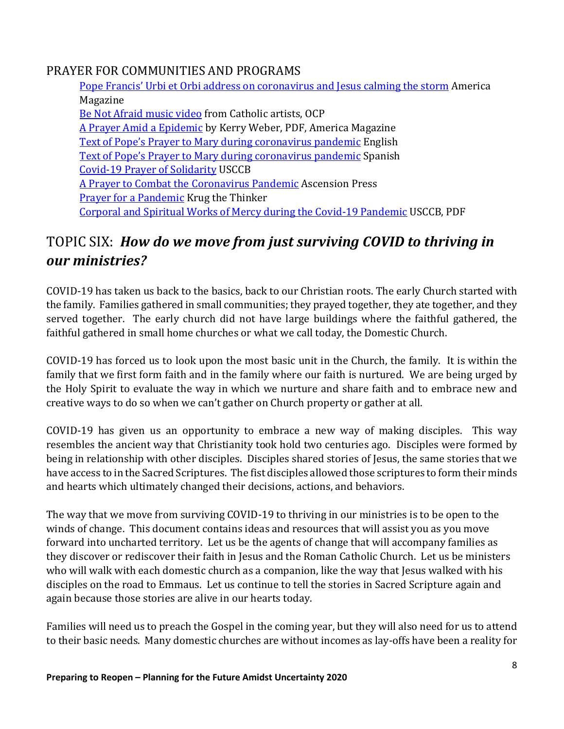## PRAYER FOR COMMUNITIES AND PROGRAMS

- Pope Francis' Urbi et Orbi address on coronavirus and Jesus calming the storm America Magazine
- Be Not Afraid music video from Catholic artists, OCP
- A Prayer Amid a Epidemic by Kerry Weber, PDF, America Magazine
- Text of Pope's Prayer to Mary during coronavirus pandemic English
- Text of Pope's Prayer to Mary during coronavirus pandemic Spanish
- Covid-19 Prayer of Solidarity USCCB
- A Prayer to Combat the Coronavirus Pandemic Ascension Press
- Prayer for a Pandemic Krug the Thinker
- Corporal and Spiritual Works of Mercy during the Covid-19 Pandemic USCCB, PDF

# TOPIC SIX: *How do we move from just surviving COVID to thriving in our ministries?*

COVID-19 has taken us back to the basics, back to our Christian roots. The early Church started with the family. Families gathered in small communities; they prayed together, they ate together, and they served together. The early church did not have large buildings where the faithful gathered, the faithful gathered in small home churches or what we call today, the Domestic Church.

COVID-19 has forced us to look upon the most basic unit in the Church, the family. It is within the family that we first form faith and in the family where our faith is nurtured. We are being urged by the Holy Spirit to evaluate the way in which we nurture and share faith and to embrace new and creative ways to do so when we can't gather on Church property or gather at all.

COVID-19 has given us an opportunity to embrace a new way of making disciples. This way resembles the ancient way that Christianity took hold two centuries ago. Disciples were formed by being in relationship with other disciples. Disciples shared stories of Jesus, the same stories that we have access to in the Sacred Scriptures. The fist disciples allowed those scriptures to form their minds and hearts which ultimately changed their decisions, actions, and behaviors.

The way that we move from surviving COVID-19 to thriving in our ministries is to be open to the winds of change. This document contains ideas and resources that will assist you as you move forward into uncharted territory. Let us be the agents of change that will accompany families as they discover or rediscover their faith in Jesus and the Roman Catholic Church. Let us be ministers who will walk with each domestic church as a companion, like the way that Jesus walked with his disciples on the road to Emmaus. Let us continue to tell the stories in Sacred Scripture again and again because those stories are alive in our hearts today.

Families will need us to preach the Gospel in the coming year, but they will also need for us to attend to their basic needs. Many domestic churches are without incomes as lay-offs have been a reality for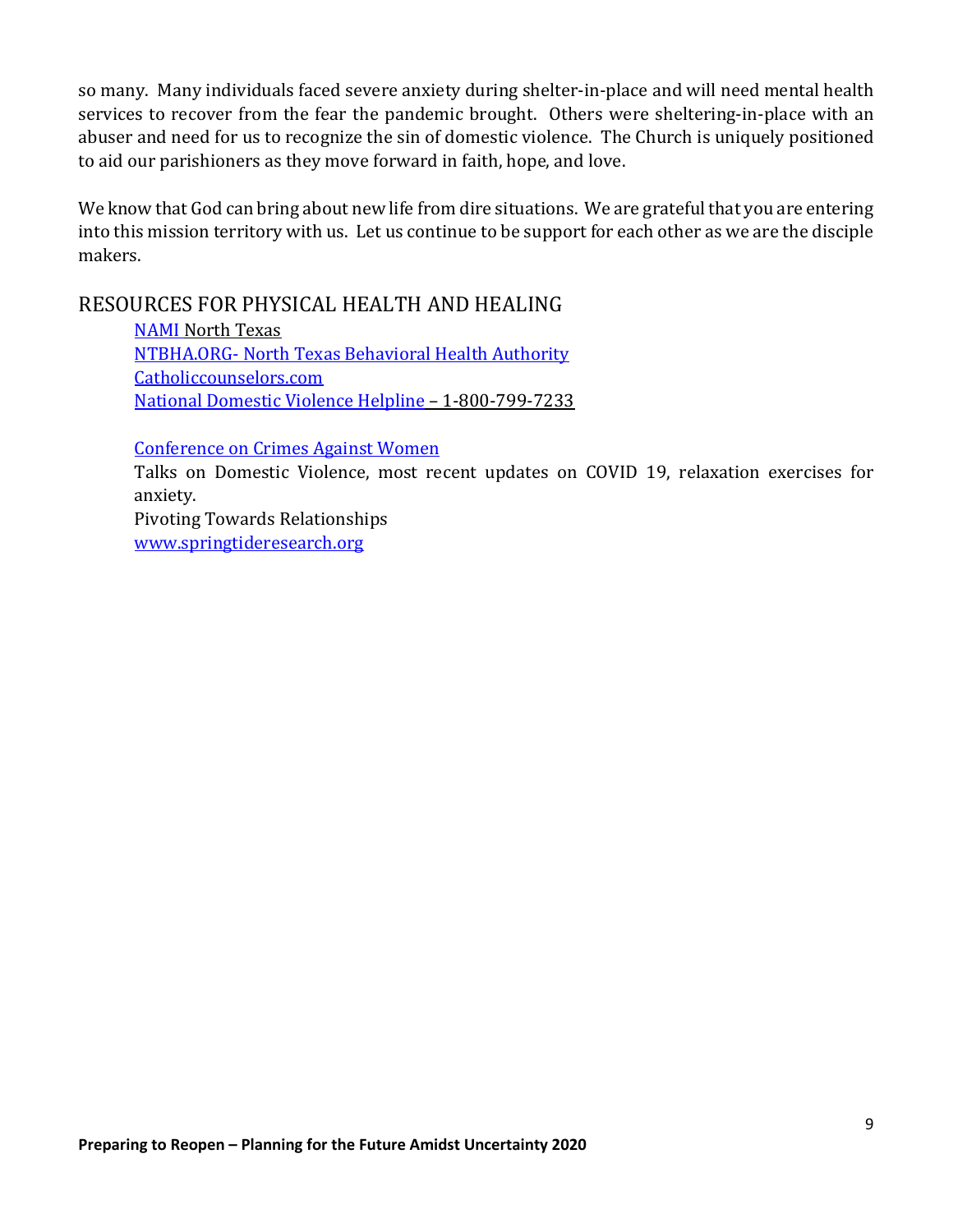so many. Many individuals faced severe anxiety during shelter-in-place and will need mental health services to recover from the fear the pandemic brought. Others were sheltering-in-place with an abuser and need for us to recognize the sin of domestic violence. The Church is uniquely positioned to aid our parishioners as they move forward in faith, hope, and love.

We know that God can bring about new life from dire situations. We are grateful that you are entering into this mission territory with us. Let us continue to be support for each other as we are the disciple makers.

## RESOURCES FOR PHYSICAL HEALTH AND HEALING

NAMI North Texas
NTBHA.ORG- North Texas Behavioral Health Authority
Catholiccounselors.com
National Domestic Violence Helpline – 1-800-799-7233

Conference on Crimes Against Women
Talks on Domestic Violence, most recent updates on COVID 19, relaxation exercises for anxiety.
Pivoting Towards Relationships
www.springtideresearch.org